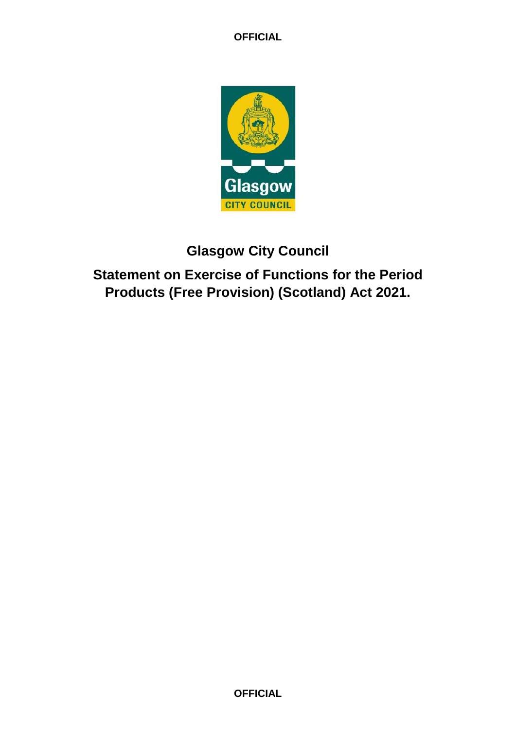# Glasgow City Council

## Statement on Exercise of Functions for the Period Products (Free Provision) (Scotland) Act 2021.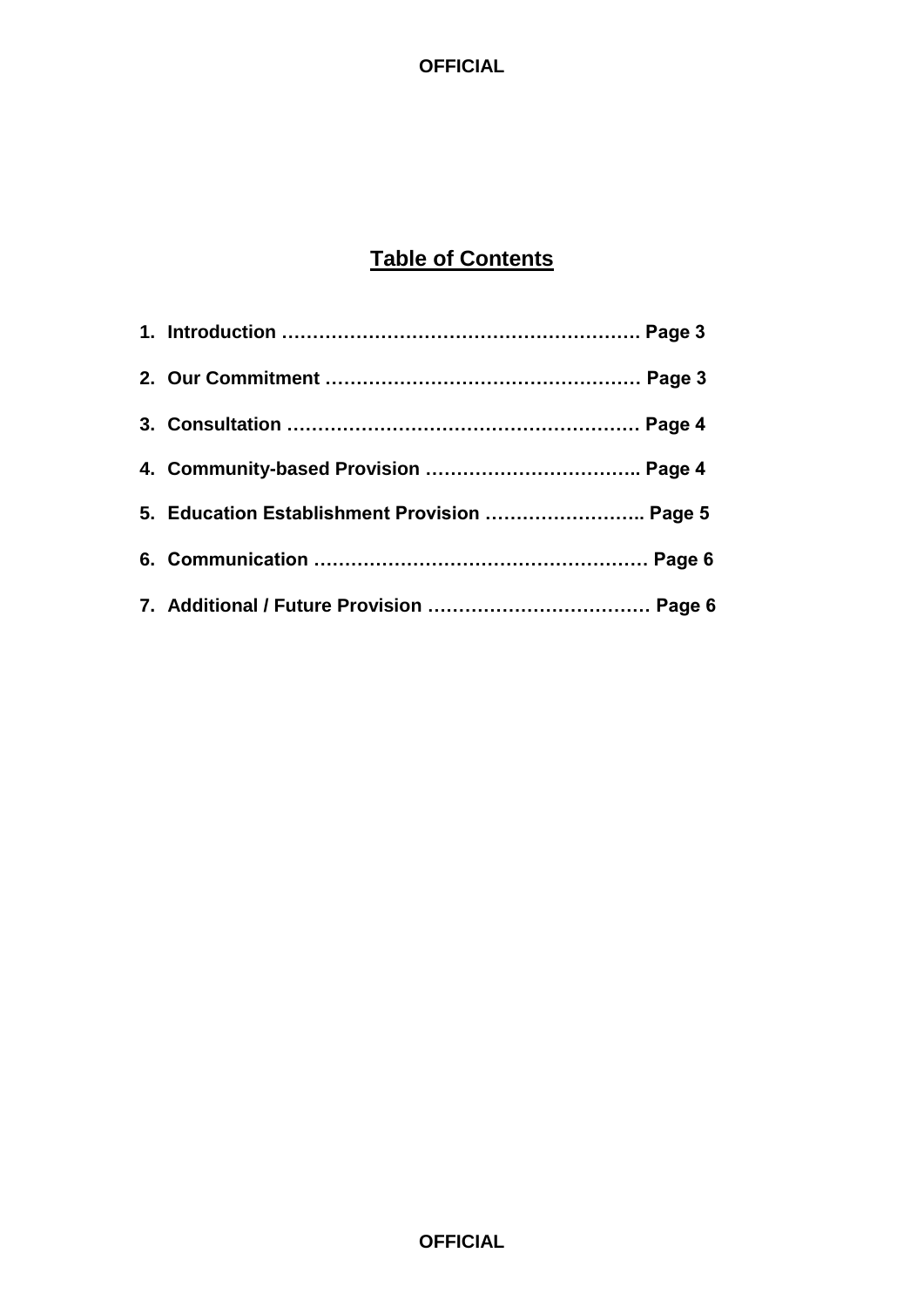## Table of Contents

1. **Introduction ………………………………………………… Page 3**
2. **Our Commitment …………………………………………… Page 3**
3. **Consultation ………………………………………………… Page 4**
4. **Community-based Provision …………………………….. Page 4**
5. **Education Establishment Provision …………………….. Page 5**
6. **Communication ……………………………………………… Page 6**
7. **Additional / Future Provision ……………………………… Page 6**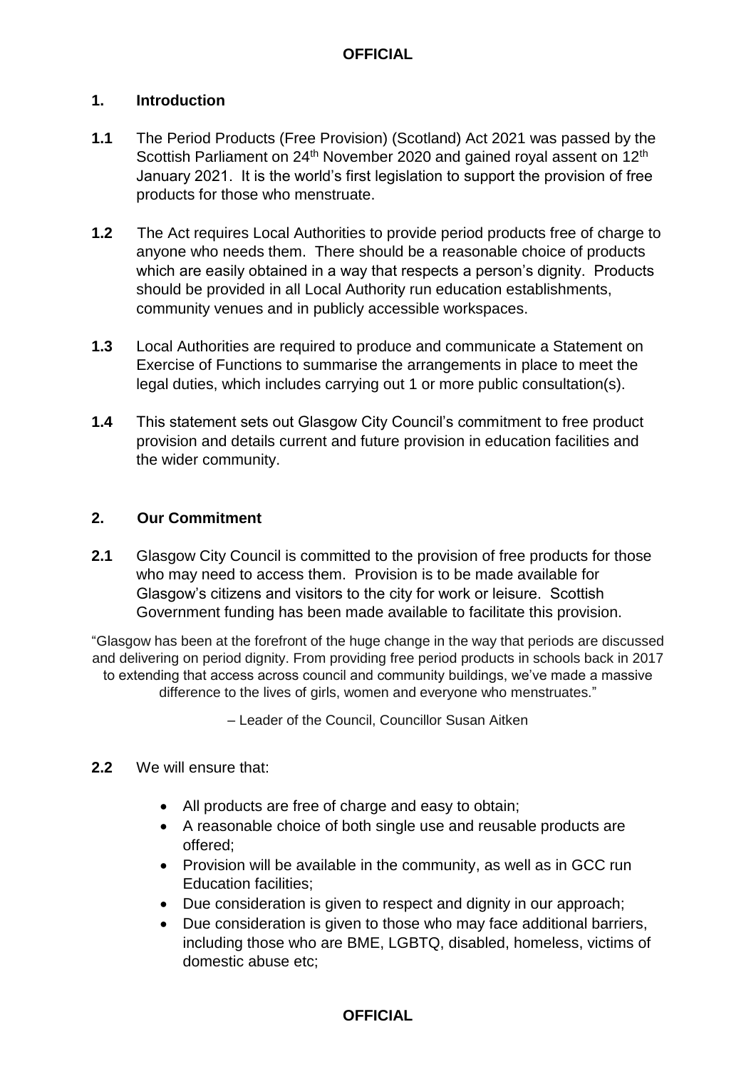## 1. Introduction

**1.1** The Period Products (Free Provision) (Scotland) Act 2021 was passed by the Scottish Parliament on 24th November 2020 and gained royal assent on 12th January 2021. It is the world's first legislation to support the provision of free products for those who menstruate.

**1.2** The Act requires Local Authorities to provide period products free of charge to anyone who needs them. There should be a reasonable choice of products which are easily obtained in a way that respects a person's dignity. Products should be provided in all Local Authority run education establishments, community venues and in publicly accessible workspaces.

**1.3** Local Authorities are required to produce and communicate a Statement on Exercise of Functions to summarise the arrangements in place to meet the legal duties, which includes carrying out 1 or more public consultation(s).

**1.4** This statement sets out Glasgow City Council's commitment to free product provision and details current and future provision in education facilities and the wider community.

## 2. Our Commitment

**2.1** Glasgow City Council is committed to the provision of free products for those who may need to access them. Provision is to be made available for Glasgow's citizens and visitors to the city for work or leisure. Scottish Government funding has been made available to facilitate this provision.

"Glasgow has been at the forefront of the huge change in the way that periods are discussed and delivering on period dignity. From providing free period products in schools back in 2017 to extending that access across council and community buildings, we've made a massive difference to the lives of girls, women and everyone who menstruates."

– Leader of the Council, Councillor Susan Aitken

**2.2** We will ensure that:

- All products are free of charge and easy to obtain;
- A reasonable choice of both single use and reusable products are offered;
- Provision will be available in the community, as well as in GCC run Education facilities;
- Due consideration is given to respect and dignity in our approach;
- Due consideration is given to those who may face additional barriers, including those who are BME, LGBTQ, disabled, homeless, victims of domestic abuse etc;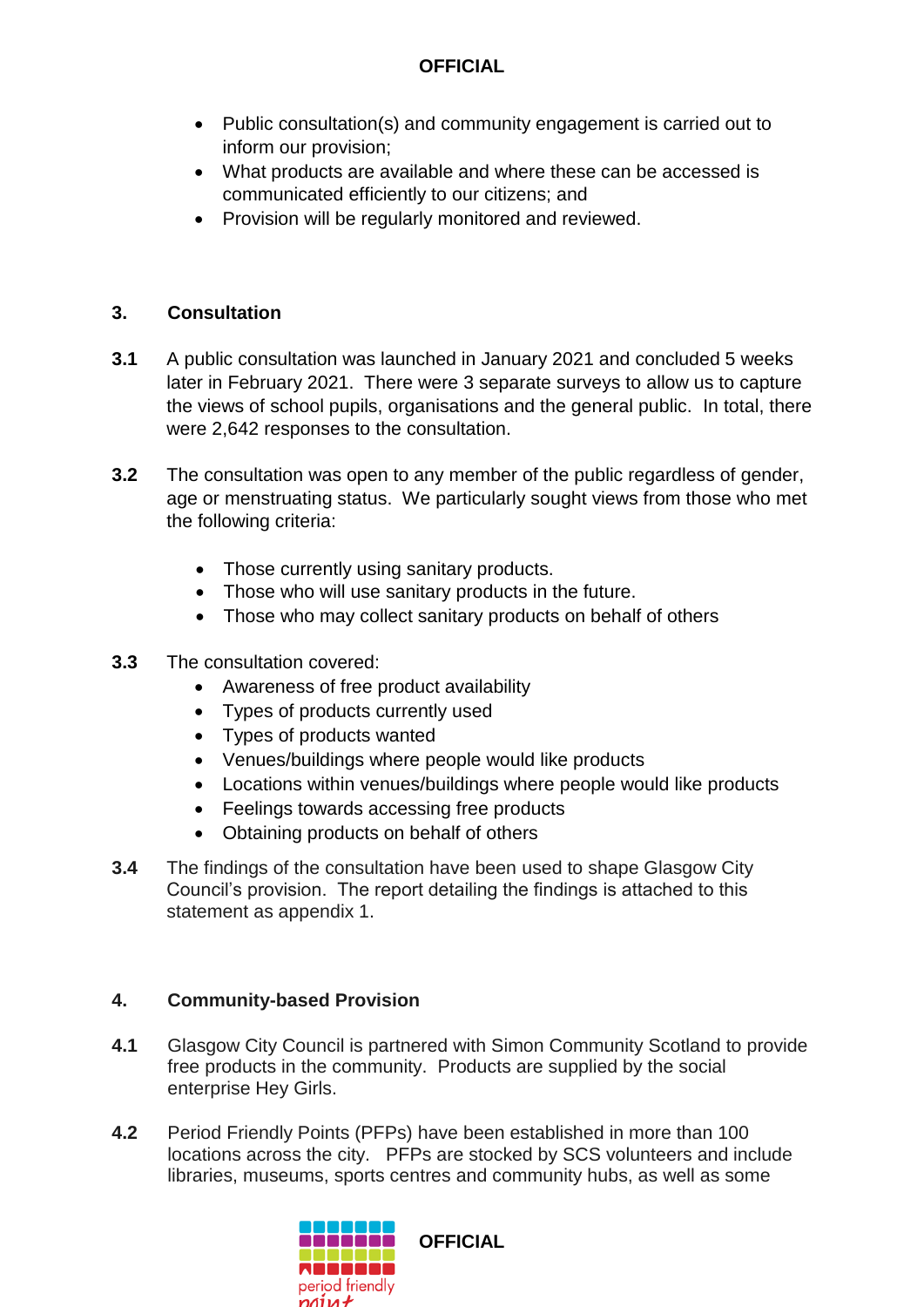- Public consultation(s) and community engagement is carried out to inform our provision;
- What products are available and where these can be accessed is communicated efficiently to our citizens; and
- Provision will be regularly monitored and reviewed.

## 3. Consultation

**3.1** A public consultation was launched in January 2021 and concluded 5 weeks later in February 2021. There were 3 separate surveys to allow us to capture the views of school pupils, organisations and the general public. In total, there were 2,642 responses to the consultation.

**3.2** The consultation was open to any member of the public regardless of gender, age or menstruating status. We particularly sought views from those who met the following criteria:

- Those currently using sanitary products.
- Those who will use sanitary products in the future.
- Those who may collect sanitary products on behalf of others

**3.3** The consultation covered:

- Awareness of free product availability
- Types of products currently used
- Types of products wanted
- Venues/buildings where people would like products
- Locations within venues/buildings where people would like products
- Feelings towards accessing free products
- Obtaining products on behalf of others

**3.4** The findings of the consultation have been used to shape Glasgow City Council's provision. The report detailing the findings is attached to this statement as appendix 1.

## 4. Community-based Provision

**4.1** Glasgow City Council is partnered with Simon Community Scotland to provide free products in the community. Products are supplied by the social enterprise Hey Girls.

**4.2** Period Friendly Points (PFPs) have been established in more than 100 locations across the city. PFPs are stocked by SCS volunteers and include libraries, museums, sports centres and community hubs, as well as some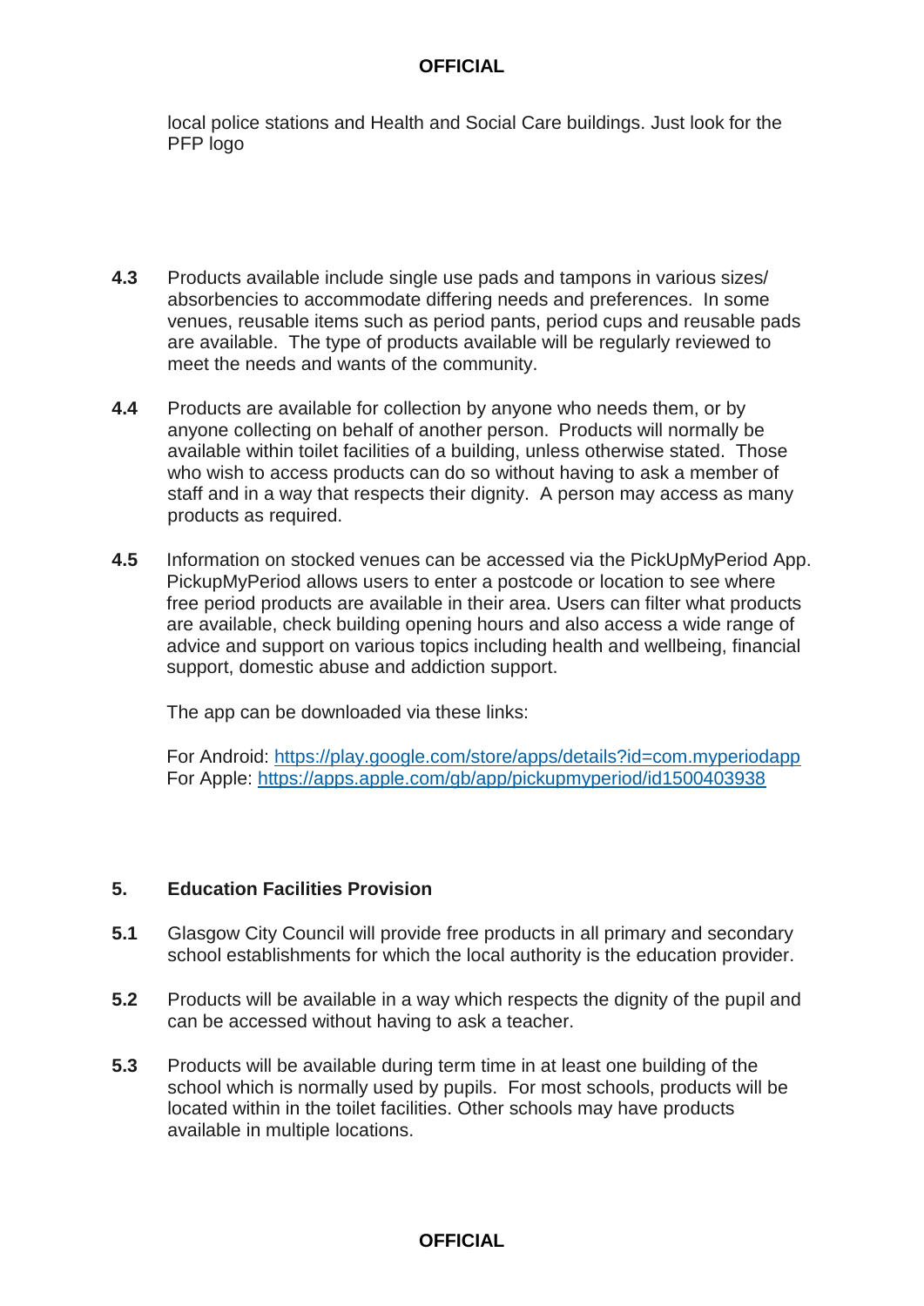local police stations and Health and Social Care buildings. Just look for the PFP logo

**4.3** Products available include single use pads and tampons in various sizes/ absorbencies to accommodate differing needs and preferences. In some venues, reusable items such as period pants, period cups and reusable pads are available. The type of products available will be regularly reviewed to meet the needs and wants of the community.

**4.4** Products are available for collection by anyone who needs them, or by anyone collecting on behalf of another person. Products will normally be available within toilet facilities of a building, unless otherwise stated. Those who wish to access products can do so without having to ask a member of staff and in a way that respects their dignity. A person may access as many products as required.

**4.5** Information on stocked venues can be accessed via the PickUpMyPeriod App. PickupMyPeriod allows users to enter a postcode or location to see where free period products are available in their area. Users can filter what products are available, check building opening hours and also access a wide range of advice and support on various topics including health and wellbeing, financial support, domestic abuse and addiction support.

The app can be downloaded via these links:

For Android: https://play.google.com/store/apps/details?id=com.myperiodapp
For Apple: https://apps.apple.com/gb/app/pickupmyperiod/id1500403938

## 5. Education Facilities Provision

**5.1** Glasgow City Council will provide free products in all primary and secondary school establishments for which the local authority is the education provider.

**5.2** Products will be available in a way which respects the dignity of the pupil and can be accessed without having to ask a teacher.

**5.3** Products will be available during term time in at least one building of the school which is normally used by pupils. For most schools, products will be located within in the toilet facilities. Other schools may have products available in multiple locations.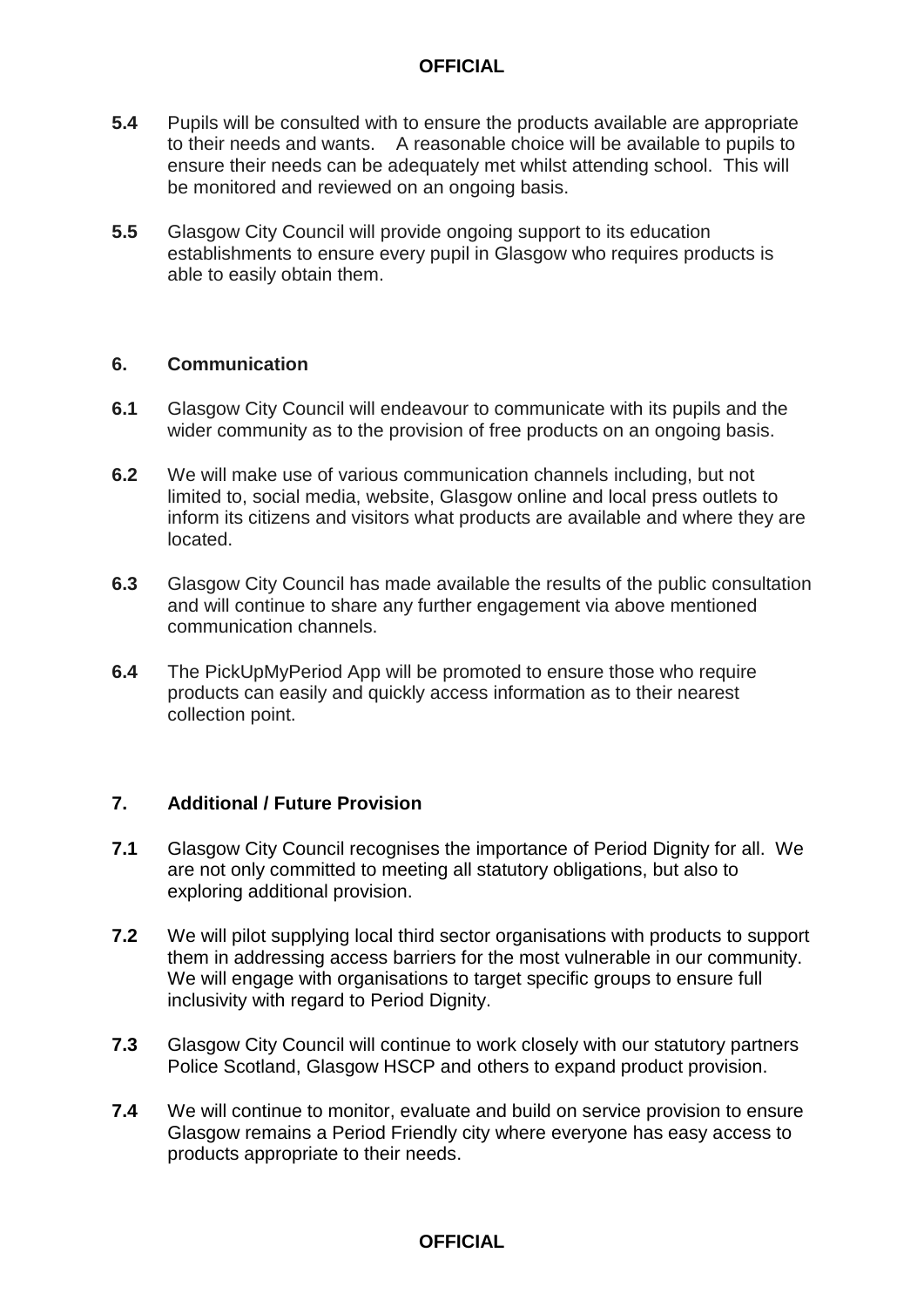**5.4** Pupils will be consulted with to ensure the products available are appropriate to their needs and wants. A reasonable choice will be available to pupils to ensure their needs can be adequately met whilst attending school. This will be monitored and reviewed on an ongoing basis.

**5.5** Glasgow City Council will provide ongoing support to its education establishments to ensure every pupil in Glasgow who requires products is able to easily obtain them.

## 6. Communication

**6.1** Glasgow City Council will endeavour to communicate with its pupils and the wider community as to the provision of free products on an ongoing basis.

**6.2** We will make use of various communication channels including, but not limited to, social media, website, Glasgow online and local press outlets to inform its citizens and visitors what products are available and where they are located.

**6.3** Glasgow City Council has made available the results of the public consultation and will continue to share any further engagement via above mentioned communication channels.

**6.4** The PickUpMyPeriod App will be promoted to ensure those who require products can easily and quickly access information as to their nearest collection point.

## 7. Additional / Future Provision

**7.1** Glasgow City Council recognises the importance of Period Dignity for all. We are not only committed to meeting all statutory obligations, but also to exploring additional provision.

**7.2** We will pilot supplying local third sector organisations with products to support them in addressing access barriers for the most vulnerable in our community. We will engage with organisations to target specific groups to ensure full inclusivity with regard to Period Dignity.

**7.3** Glasgow City Council will continue to work closely with our statutory partners Police Scotland, Glasgow HSCP and others to expand product provision.

**7.4** We will continue to monitor, evaluate and build on service provision to ensure Glasgow remains a Period Friendly city where everyone has easy access to products appropriate to their needs.